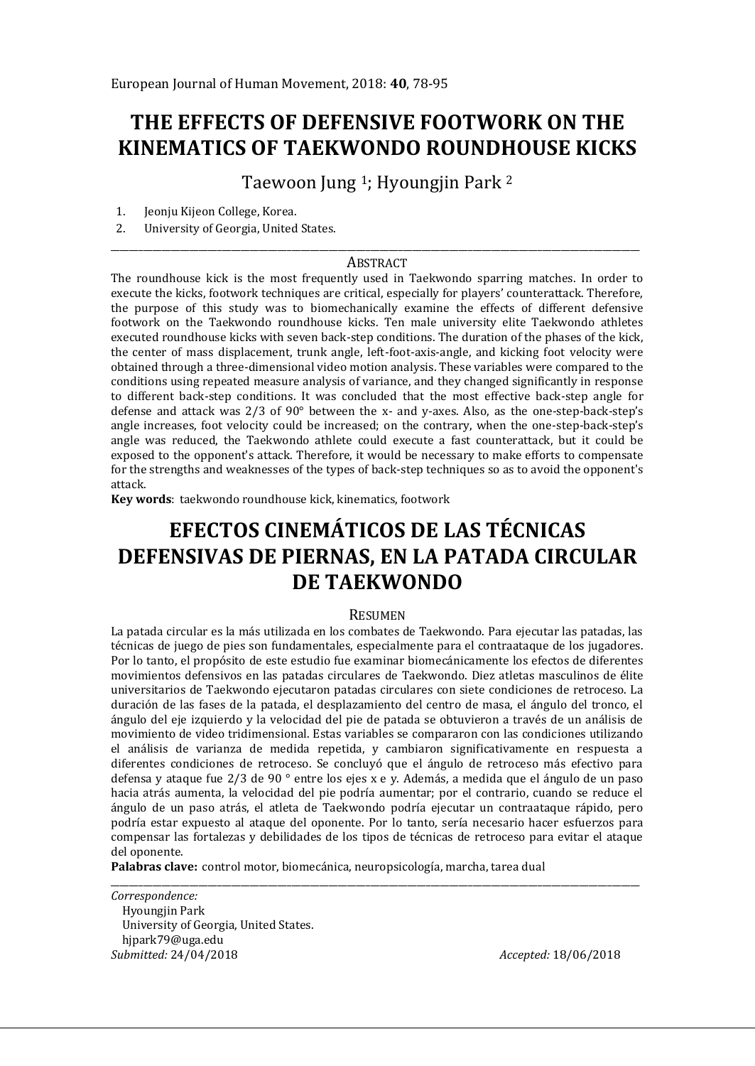European Journal of Human Movement, 2018: **40**, 78-95

# THE EFFECTS OF DEFENSIVE FOOTWORK ON THE KINEMATICS OF TAEKWONDO ROUNDHOUSE KICKS

Taewoon Jung [1]; Hyoungjin Park [2]

1. Jeonju Kijeon College, Korea.
2. University of Georgia, United States.

---

## ABSTRACT

The roundhouse kick is the most frequently used in Taekwondo sparring matches. In order to execute the kicks, footwork techniques are critical, especially for players' counterattack. Therefore, the purpose of this study was to biomechanically examine the effects of different defensive footwork on the Taekwondo roundhouse kicks. Ten male university elite Taekwondo athletes executed roundhouse kicks with seven back-step conditions. The duration of the phases of the kick, the center of mass displacement, trunk angle, left-foot-axis-angle, and kicking foot velocity were obtained through a three-dimensional video motion analysis. These variables were compared to the conditions using repeated measure analysis of variance, and they changed significantly in response to different back-step conditions. It was concluded that the most effective back-step angle for defense and attack was 2/3 of 90° between the x- and y-axes. Also, as the one-step-back-step's angle increases, foot velocity could be increased; on the contrary, when the one-step-back-step's angle was reduced, the Taekwondo athlete could execute a fast counterattack, but it could be exposed to the opponent's attack. Therefore, it would be necessary to make efforts to compensate for the strengths and weaknesses of the types of back-step techniques so as to avoid the opponent's attack.

**Key words**: taekwondo roundhouse kick, kinematics, footwork

# EFECTOS CINEMÁTICOS DE LAS TÉCNICAS DEFENSIVAS DE PIERNAS, EN LA PATADA CIRCULAR DE TAEKWONDO

## RESUMEN

La patada circular es la más utilizada en los combates de Taekwondo. Para ejecutar las patadas, las técnicas de juego de pies son fundamentales, especialmente para el contraataque de los jugadores. Por lo tanto, el propósito de este estudio fue examinar biomecánicamente los efectos de diferentes movimientos defensivos en las patadas circulares de Taekwondo. Diez atletas masculinos de élite universitarios de Taekwondo ejecutaron patadas circulares con siete condiciones de retroceso. La duración de las fases de la patada, el desplazamiento del centro de masa, el ángulo del tronco, el ángulo del eje izquierdo y la velocidad del pie de patada se obtuvieron a través de un análisis de movimiento de video tridimensional. Estas variables se compararon con las condiciones utilizando el análisis de varianza de medida repetida, y cambiaron significativamente en respuesta a diferentes condiciones de retroceso. Se concluyó que el ángulo de retroceso más efectivo para defensa y ataque fue 2/3 de 90 ° entre los ejes x e y. Además, a medida que el ángulo de un paso hacia atrás aumenta, la velocidad del pie podría aumentar; por el contrario, cuando se reduce el ángulo de un paso atrás, el atleta de Taekwondo podría ejecutar un contraataque rápido, pero podría estar expuesto al ataque del oponente. Por lo tanto, sería necesario hacer esfuerzos para compensar las fortalezas y debilidades de los tipos de técnicas de retroceso para evitar el ataque del oponente.

**Palabras clave:** control motor, biomecánica, neuropsicología, marcha, tarea dual

---

*Correspondence:*
Hyoungjin Park
University of Georgia, United States.
hjpark79@uga.edu

*Submitted:* 24/04/2018 *Accepted:* 18/06/2018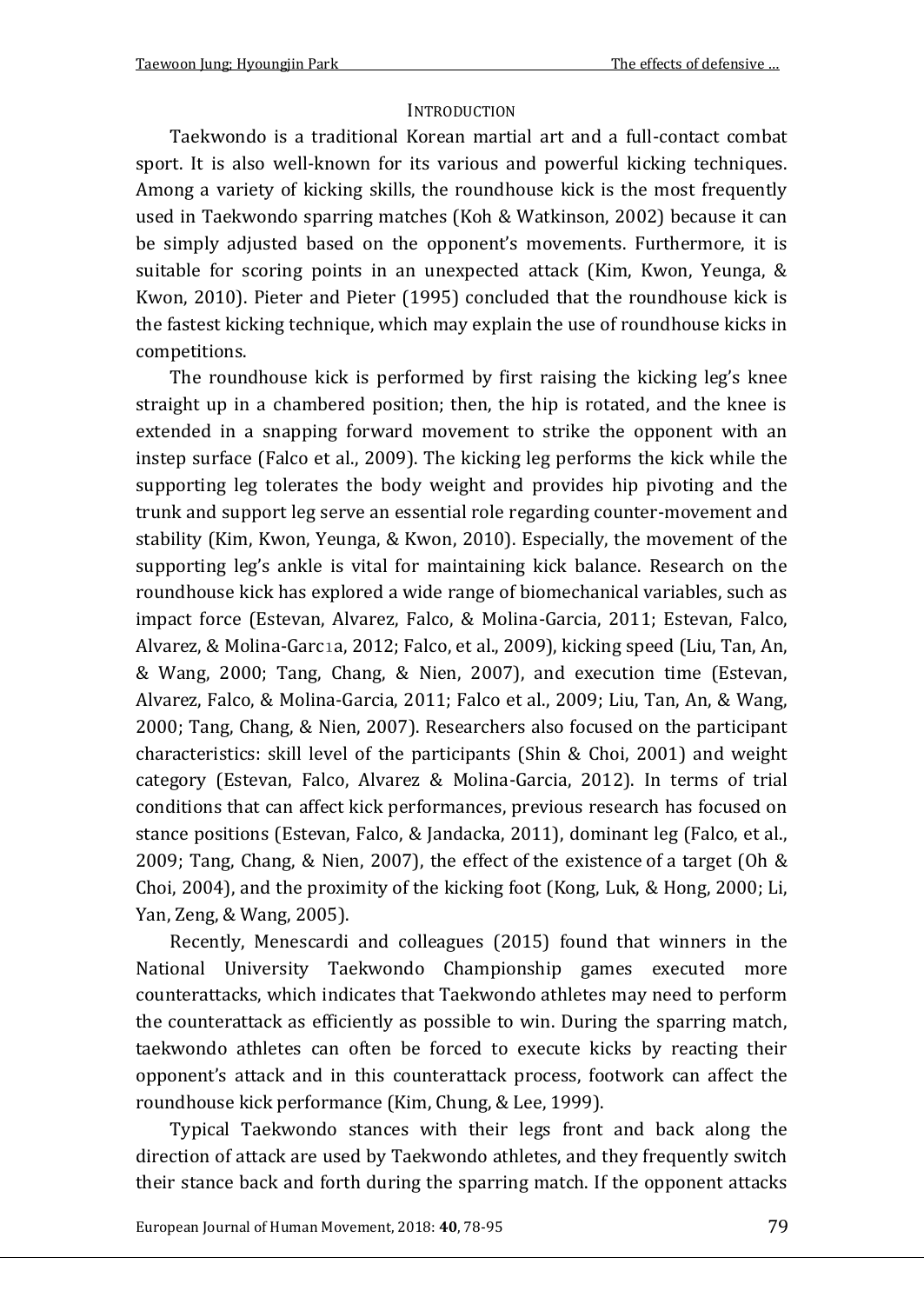## INTRODUCTION

Taekwondo is a traditional Korean martial art and a full-contact combat sport. It is also well-known for its various and powerful kicking techniques. Among a variety of kicking skills, the roundhouse kick is the most frequently used in Taekwondo sparring matches (Koh & Watkinson, 2002) because it can be simply adjusted based on the opponent's movements. Furthermore, it is suitable for scoring points in an unexpected attack (Kim, Kwon, Yeunga, & Kwon, 2010). Pieter and Pieter (1995) concluded that the roundhouse kick is the fastest kicking technique, which may explain the use of roundhouse kicks in competitions.

The roundhouse kick is performed by first raising the kicking leg's knee straight up in a chambered position; then, the hip is rotated, and the knee is extended in a snapping forward movement to strike the opponent with an instep surface (Falco et al., 2009). The kicking leg performs the kick while the supporting leg tolerates the body weight and provides hip pivoting and the trunk and support leg serve an essential role regarding counter-movement and stability (Kim, Kwon, Yeunga, & Kwon, 2010). Especially, the movement of the supporting leg's ankle is vital for maintaining kick balance. Research on the roundhouse kick has explored a wide range of biomechanical variables, such as impact force (Estevan, Alvarez, Falco, & Molina-Garcia, 2011; Estevan, Falco, Alvarez, & Molina-Garcıa, 2012; Falco, et al., 2009), kicking speed (Liu, Tan, An, & Wang, 2000; Tang, Chang, & Nien, 2007), and execution time (Estevan, Alvarez, Falco, & Molina-Garcia, 2011; Falco et al., 2009; Liu, Tan, An, & Wang, 2000; Tang, Chang, & Nien, 2007). Researchers also focused on the participant characteristics: skill level of the participants (Shin & Choi, 2001) and weight category (Estevan, Falco, Alvarez & Molina-Garcia, 2012). In terms of trial conditions that can affect kick performances, previous research has focused on stance positions (Estevan, Falco, & Jandacka, 2011), dominant leg (Falco, et al., 2009; Tang, Chang, & Nien, 2007), the effect of the existence of a target (Oh & Choi, 2004), and the proximity of the kicking foot (Kong, Luk, & Hong, 2000; Li, Yan, Zeng, & Wang, 2005).

Recently, Menescardi and colleagues (2015) found that winners in the National University Taekwondo Championship games executed more counterattacks, which indicates that Taekwondo athletes may need to perform the counterattack as efficiently as possible to win. During the sparring match, taekwondo athletes can often be forced to execute kicks by reacting their opponent's attack and in this counterattack process, footwork can affect the roundhouse kick performance (Kim, Chung, & Lee, 1999).

Typical Taekwondo stances with their legs front and back along the direction of attack are used by Taekwondo athletes, and they frequently switch their stance back and forth during the sparring match. If the opponent attacks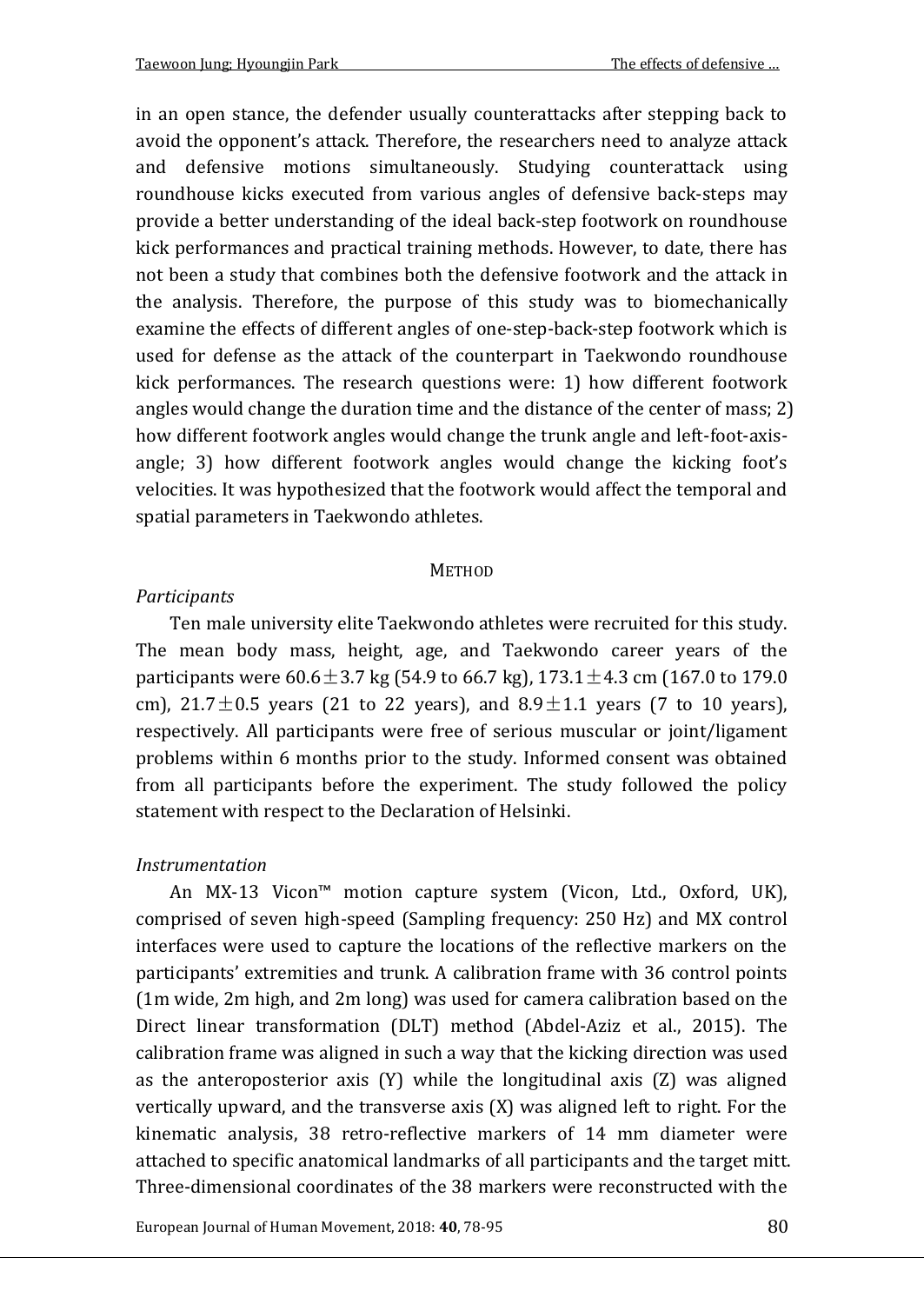in an open stance, the defender usually counterattacks after stepping back to avoid the opponent's attack. Therefore, the researchers need to analyze attack and defensive motions simultaneously. Studying counterattack using roundhouse kicks executed from various angles of defensive back-steps may provide a better understanding of the ideal back-step footwork on roundhouse kick performances and practical training methods. However, to date, there has not been a study that combines both the defensive footwork and the attack in the analysis. Therefore, the purpose of this study was to biomechanically examine the effects of different angles of one-step-back-step footwork which is used for defense as the attack of the counterpart in Taekwondo roundhouse kick performances. The research questions were: 1) how different footwork angles would change the duration time and the distance of the center of mass; 2) how different footwork angles would change the trunk angle and left-foot-axis-angle; 3) how different footwork angles would change the kicking foot's velocities. It was hypothesized that the footwork would affect the temporal and spatial parameters in Taekwondo athletes.

## METHOD

### *Participants*

Ten male university elite Taekwondo athletes were recruited for this study. The mean body mass, height, age, and Taekwondo career years of the participants were 60.6 $\pm$ 3.7 kg (54.9 to 66.7 kg), 173.1 $\pm$ 4.3 cm (167.0 to 179.0 cm), 21.7 $\pm$ 0.5 years (21 to 22 years), and 8.9 $\pm$ 1.1 years (7 to 10 years), respectively. All participants were free of serious muscular or joint/ligament problems within 6 months prior to the study. Informed consent was obtained from all participants before the experiment. The study followed the policy statement with respect to the Declaration of Helsinki.

### *Instrumentation*

An MX-13 Vicon™ motion capture system (Vicon, Ltd., Oxford, UK), comprised of seven high-speed (Sampling frequency: 250 Hz) and MX control interfaces were used to capture the locations of the reflective markers on the participants' extremities and trunk. A calibration frame with 36 control points (1m wide, 2m high, and 2m long) was used for camera calibration based on the Direct linear transformation (DLT) method (Abdel-Aziz et al., 2015). The calibration frame was aligned in such a way that the kicking direction was used as the anteroposterior axis (Y) while the longitudinal axis (Z) was aligned vertically upward, and the transverse axis (X) was aligned left to right. For the kinematic analysis, 38 retro-reflective markers of 14 mm diameter were attached to specific anatomical landmarks of all participants and the target mitt. Three-dimensional coordinates of the 38 markers were reconstructed with the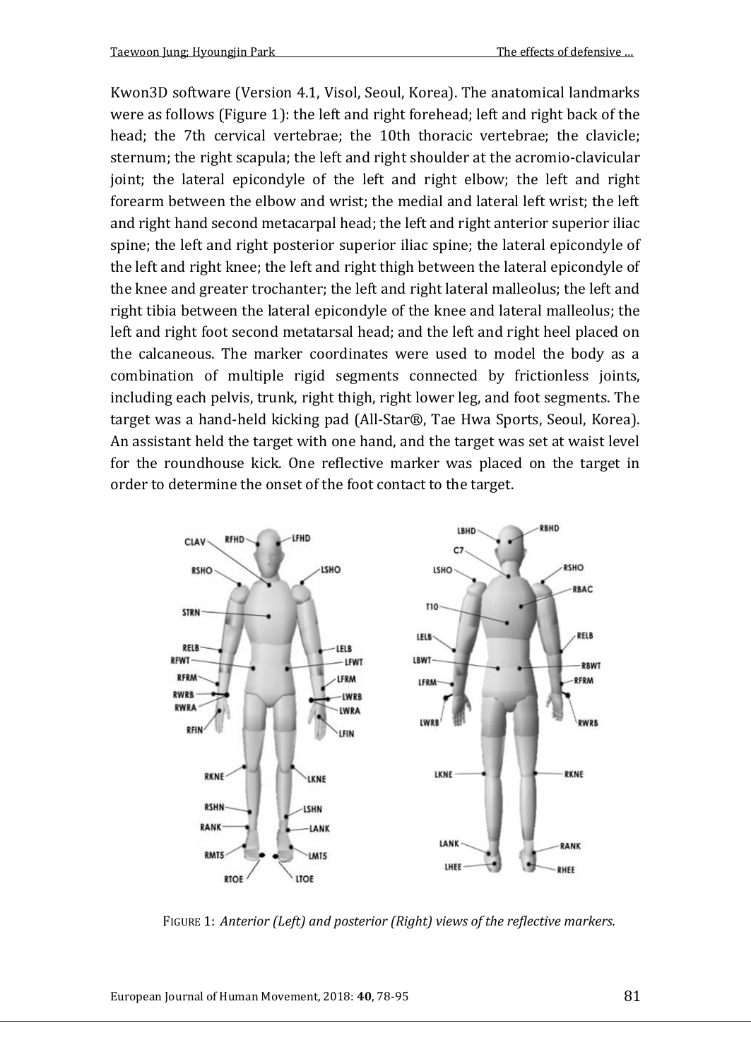Kwon3D software (Version 4.1, Visol, Seoul, Korea). The anatomical landmarks were as follows (Figure 1): the left and right forehead; left and right back of the head; the 7th cervical vertebrae; the 10th thoracic vertebrae; the clavicle; sternum; the right scapula; the left and right shoulder at the acromio-clavicular joint; the lateral epicondyle of the left and right elbow; the left and right forearm between the elbow and wrist; the medial and lateral left wrist; the left and right hand second metacarpal head; the left and right anterior superior iliac spine; the left and right posterior superior iliac spine; the lateral epicondyle of the left and right knee; the left and right thigh between the lateral epicondyle of the knee and greater trochanter; the left and right lateral malleolus; the left and right tibia between the lateral epicondyle of the knee and lateral malleolus; the left and right foot second metatarsal head; and the left and right heel placed on the calcaneous. The marker coordinates were used to model the body as a combination of multiple rigid segments connected by frictionless joints, including each pelvis, trunk, right thigh, right lower leg, and foot segments. The target was a hand-held kicking pad (All-Star®, Tae Hwa Sports, Seoul, Korea). An assistant held the target with one hand, and the target was set at waist level for the roundhouse kick. One reflective marker was placed on the target in order to determine the onset of the foot contact to the target.

FIGURE 1: *Anterior (Left) and posterior (Right) views of the reflective markers.*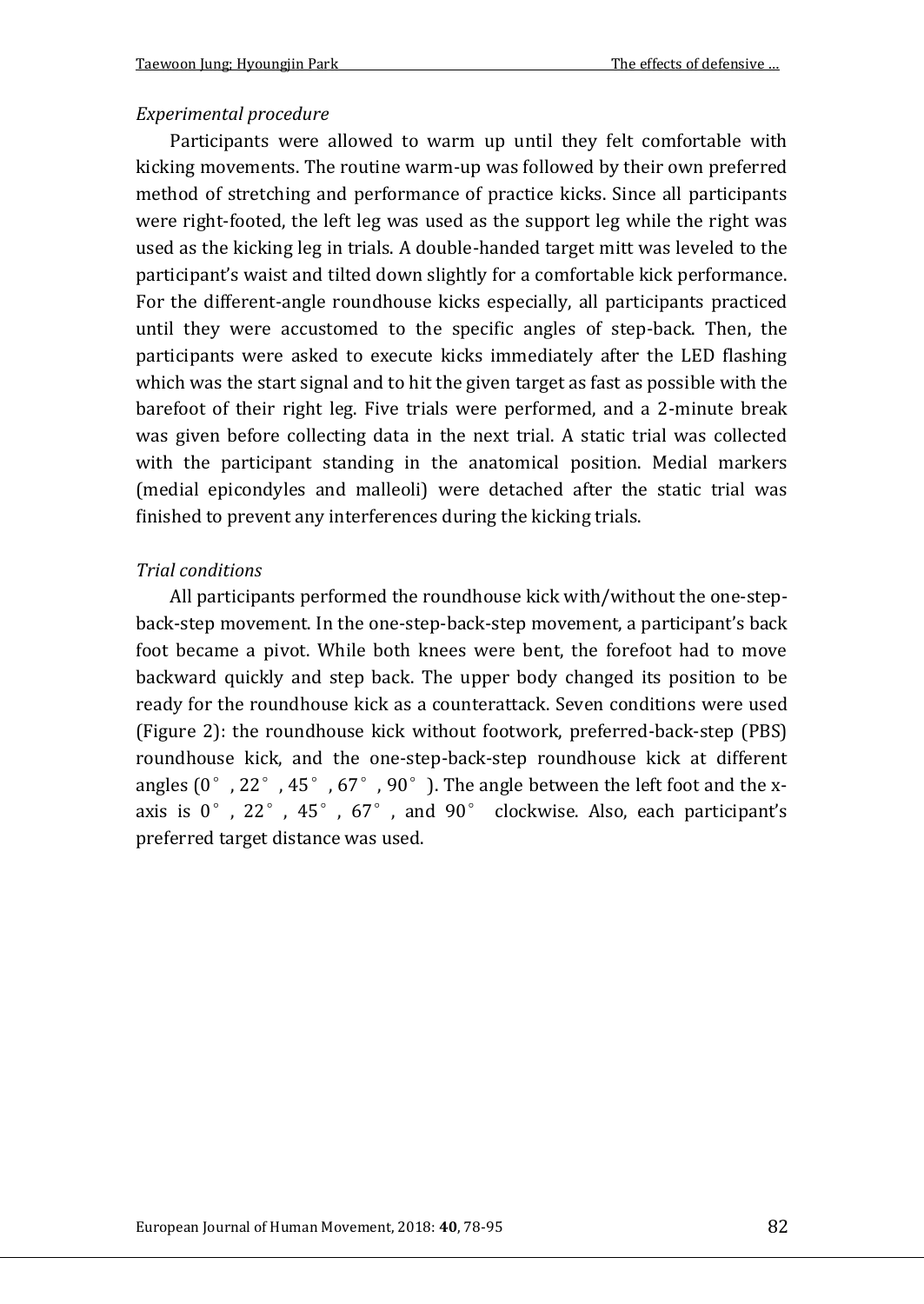*Experimental procedure*

Participants were allowed to warm up until they felt comfortable with kicking movements. The routine warm-up was followed by their own preferred method of stretching and performance of practice kicks. Since all participants were right-footed, the left leg was used as the support leg while the right was used as the kicking leg in trials. A double-handed target mitt was leveled to the participant's waist and tilted down slightly for a comfortable kick performance. For the different-angle roundhouse kicks especially, all participants practiced until they were accustomed to the specific angles of step-back. Then, the participants were asked to execute kicks immediately after the LED flashing which was the start signal and to hit the given target as fast as possible with the barefoot of their right leg. Five trials were performed, and a 2-minute break was given before collecting data in the next trial. A static trial was collected with the participant standing in the anatomical position. Medial markers (medial epicondyles and malleoli) were detached after the static trial was finished to prevent any interferences during the kicking trials.

*Trial conditions*

All participants performed the roundhouse kick with/without the one-step-back-step movement. In the one-step-back-step movement, a participant's back foot became a pivot. While both knees were bent, the forefoot had to move backward quickly and step back. The upper body changed its position to be ready for the roundhouse kick as a counterattack. Seven conditions were used (Figure 2): the roundhouse kick without footwork, preferred-back-step (PBS) roundhouse kick, and the one-step-back-step roundhouse kick at different angles (0°, 22°, 45°, 67°, 90°). The angle between the left foot and the x-axis is 0°, 22°, 45°, 67°, and 90° clockwise. Also, each participant's preferred target distance was used.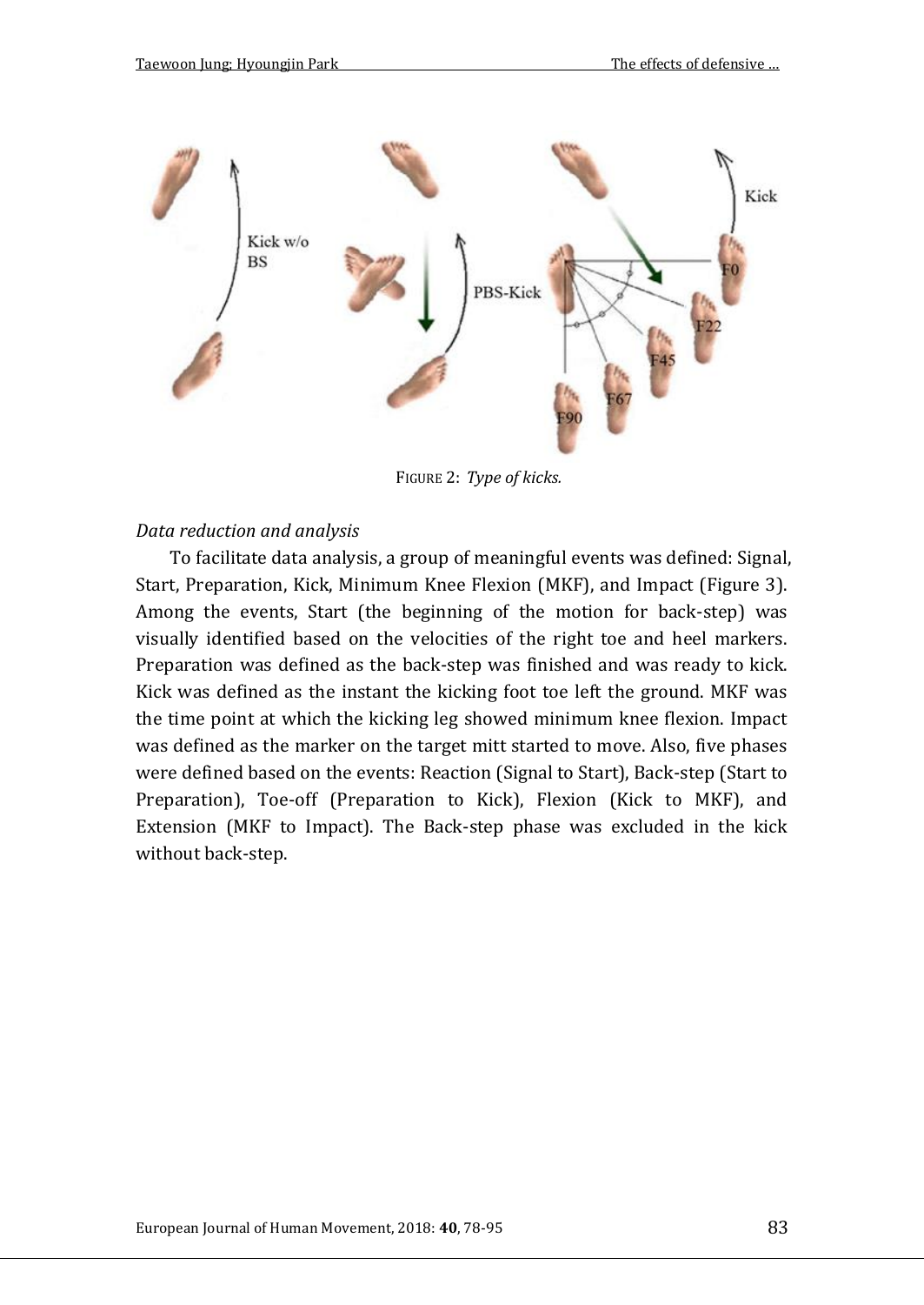FIGURE 2: *Type of kicks.*

*Data reduction and analysis*

To facilitate data analysis, a group of meaningful events was defined: Signal, Start, Preparation, Kick, Minimum Knee Flexion (MKF), and Impact (Figure 3). Among the events, Start (the beginning of the motion for back-step) was visually identified based on the velocities of the right toe and heel markers. Preparation was defined as the back-step was finished and was ready to kick. Kick was defined as the instant the kicking foot toe left the ground. MKF was the time point at which the kicking leg showed minimum knee flexion. Impact was defined as the marker on the target mitt started to move. Also, five phases were defined based on the events: Reaction (Signal to Start), Back-step (Start to Preparation), Toe-off (Preparation to Kick), Flexion (Kick to MKF), and Extension (MKF to Impact). The Back-step phase was excluded in the kick without back-step.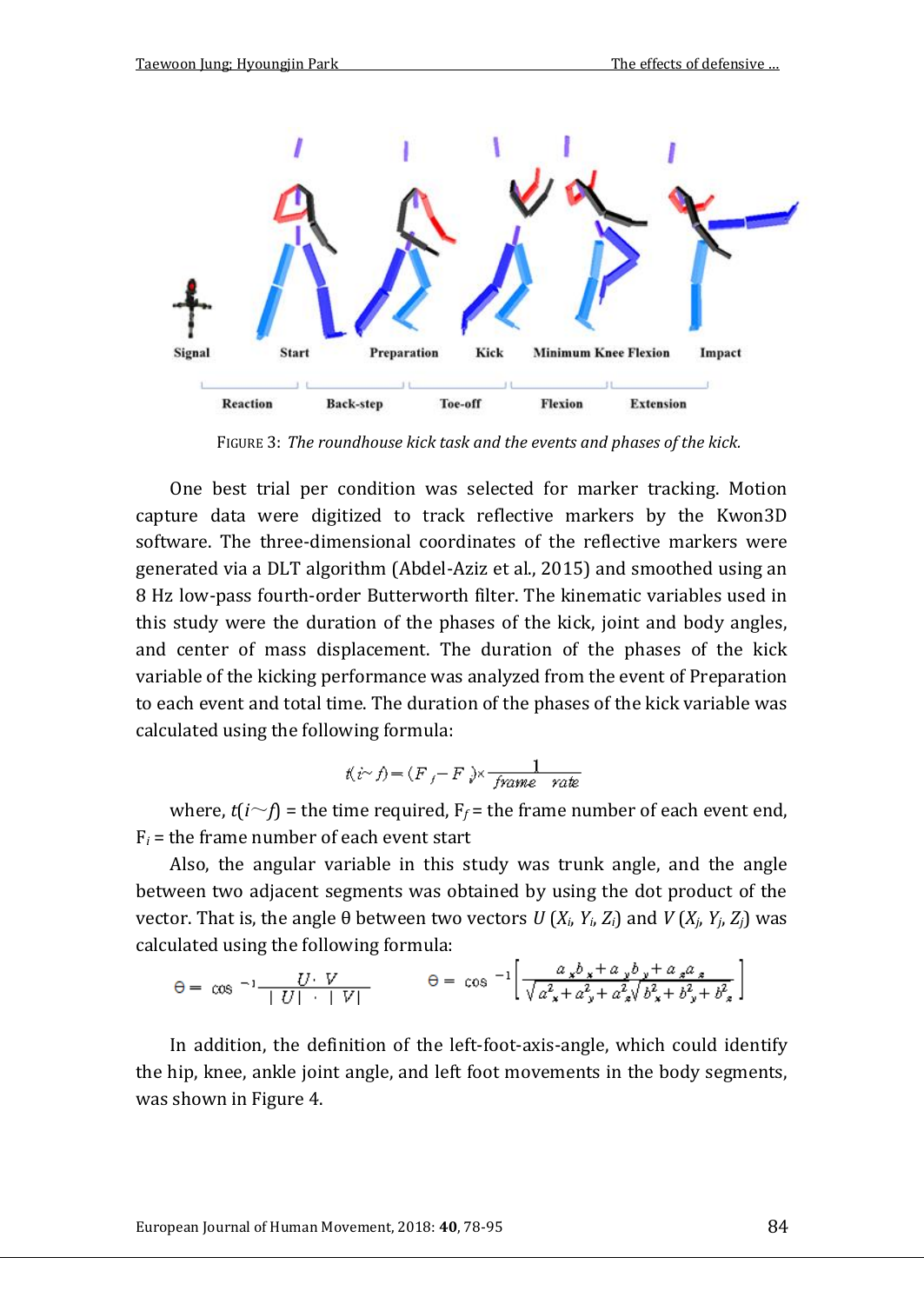FIGURE 3: *The roundhouse kick task and the events and phases of the kick.*

One best trial per condition was selected for marker tracking. Motion capture data were digitized to track reflective markers by the Kwon3D software. The three-dimensional coordinates of the reflective markers were generated via a DLT algorithm (Abdel-Aziz et al., 2015) and smoothed using an 8 Hz low-pass fourth-order Butterworth filter. The kinematic variables used in this study were the duration of the phases of the kick, joint and body angles, and center of mass displacement. The duration of the phases of the kick variable of the kicking performance was analyzed from the event of Preparation to each event and total time. The duration of the phases of the kick variable was calculated using the following formula:

$$t(i\sim f) = (F_f - F_i) \times \frac{1}{frame \quad rate}$$

where, $t(i\sim f)$ = the time required, $F_f$ = the frame number of each event end, $F_i$ = the frame number of each event start

Also, the angular variable in this study was trunk angle, and the angle between two adjacent segments was obtained by using the dot product of the vector. That is, the angle θ between two vectors $U$ ($X_i$, $Y_i$, $Z_i$) and $V$ ($X_j$, $Y_j$, $Z_j$) was calculated using the following formula:

$$\theta = \cos^{-1}\frac{U \cdot V}{|U| \cdot |V|} \qquad \theta = \cos^{-1}\left[\frac{a_x b_x + a_y b_y + a_z a_z}{\sqrt{a_x^2 + a_y^2 + a_z^2}\sqrt{b_x^2 + b_y^2 + b_z^2}}\right]$$

In addition, the definition of the left-foot-axis-angle, which could identify the hip, knee, ankle joint angle, and left foot movements in the body segments, was shown in Figure 4.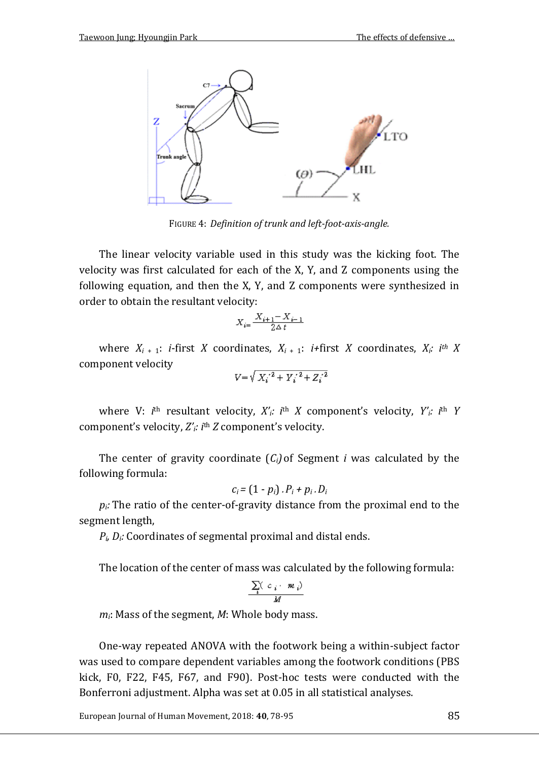FIGURE 4: *Definition of trunk and left-foot-axis-angle.*

The linear velocity variable used in this study was the kicking foot. The velocity was first calculated for each of the X, Y, and Z components using the following equation, and then the X, Y, and Z components were synthesized in order to obtain the resultant velocity:

$$X_i = \frac{X_{i+1} - X_{i-1}}{2\Delta t}$$

where $X_{i+1}$: *i*-first *X* coordinates, $X_{i+1}$: *i*+first *X* coordinates, $X_i$: $i^{th}$ *X* component velocity

$$V = \sqrt{X_i'^2 + Y_i'^2 + Z_i'^2}$$

where V: $i^{th}$ resultant velocity, $X'_i$: $i^{th}$ *X* component's velocity, $Y'_i$: $i^{th}$ *Y* component's velocity, $Z'_i$: $i^{th}$ *Z* component's velocity.

The center of gravity coordinate ($C_i$) of Segment *i* was calculated by the following formula:

$$c_i = (1 - p_i) \cdot P_i + p_i \cdot D_i$$

$p_i$: The ratio of the center-of-gravity distance from the proximal end to the segment length,

$P_i$, $D_i$: Coordinates of segmental proximal and distal ends.

The location of the center of mass was calculated by the following formula:

$$\frac{\sum_i (c_i \cdot m_i)}{M}$$

$m_i$: Mass of the segment, $M$: Whole body mass.

One-way repeated ANOVA with the footwork being a within-subject factor was used to compare dependent variables among the footwork conditions (PBS kick, F0, F22, F45, F67, and F90). Post-hoc tests were conducted with the Bonferroni adjustment. Alpha was set at 0.05 in all statistical analyses.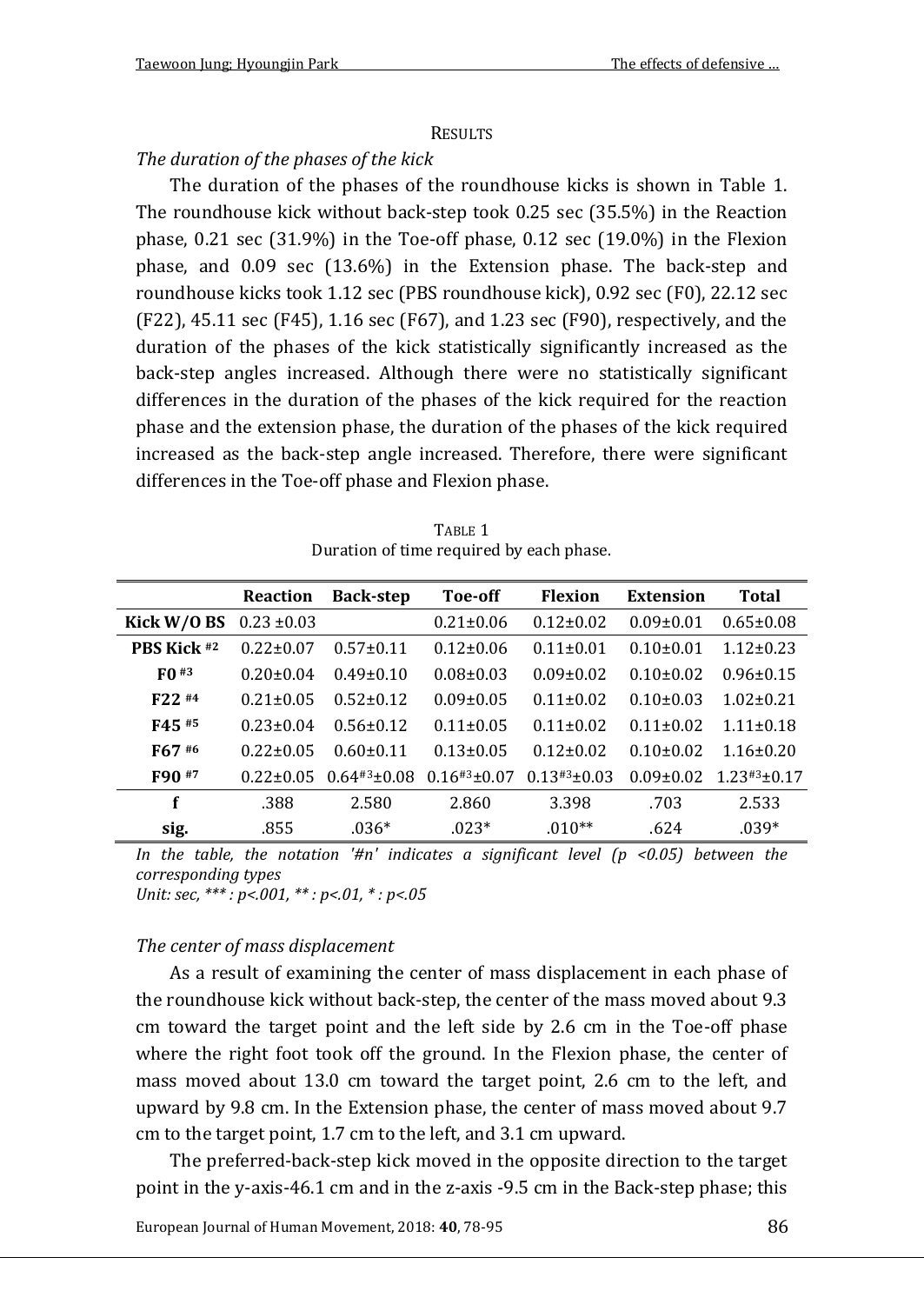## RESULTS

### *The duration of the phases of the kick*

The duration of the phases of the roundhouse kicks is shown in Table 1. The roundhouse kick without back-step took 0.25 sec (35.5%) in the Reaction phase, 0.21 sec (31.9%) in the Toe-off phase, 0.12 sec (19.0%) in the Flexion phase, and 0.09 sec (13.6%) in the Extension phase. The back-step and roundhouse kicks took 1.12 sec (PBS roundhouse kick), 0.92 sec (F0), 22.12 sec (F22), 45.11 sec (F45), 1.16 sec (F67), and 1.23 sec (F90), respectively, and the duration of the phases of the kick statistically significantly increased as the back-step angles increased. Although there were no statistically significant differences in the duration of the phases of the kick required for the reaction phase and the extension phase, the duration of the phases of the kick required increased as the back-step angle increased. Therefore, there were significant differences in the Toe-off phase and Flexion phase.

TABLE 1
Duration of time required by each phase.

| | Reaction | Back-step | Toe-off | Flexion | Extension | Total |
|---|---|---|---|---|---|---|
| **Kick W/O BS** | 0.23 ±0.03 | | 0.21±0.06 | 0.12±0.02 | 0.09±0.01 | 0.65±0.08 |
| **PBS Kick #2** | 0.22±0.07 | 0.57±0.11 | 0.12±0.06 | 0.11±0.01 | 0.10±0.01 | 1.12±0.23 |
| **F0 #3** | 0.20±0.04 | 0.49±0.10 | 0.08±0.03 | 0.09±0.02 | 0.10±0.02 | 0.96±0.15 |
| **F22 #4** | 0.21±0.05 | 0.52±0.12 | 0.09±0.05 | 0.11±0.02 | 0.10±0.03 | 1.02±0.21 |
| **F45 #5** | 0.23±0.04 | 0.56±0.12 | 0.11±0.05 | 0.11±0.02 | 0.11±0.02 | 1.11±0.18 |
| **F67 #6** | 0.22±0.05 | 0.60±0.11 | 0.13±0.05 | 0.12±0.02 | 0.10±0.02 | 1.16±0.20 |
| **F90 #7** | 0.22±0.05 | 0.64#3±0.08 | 0.16#3±0.07 | 0.13#3±0.03 | 0.09±0.02 | 1.23#3±0.17 |
| **f** | .388 | 2.580 | 2.860 | 3.398 | .703 | 2.533 |
| **sig.** | .855 | .036* | .023* | .010** | .624 | .039* |

*In the table, the notation '#n' indicates a significant level (p <0.05) between the corresponding types*
*Unit: sec, *** : p<.001, ** : p<.01, * : p<.05*

### *The center of mass displacement*

As a result of examining the center of mass displacement in each phase of the roundhouse kick without back-step, the center of the mass moved about 9.3 cm toward the target point and the left side by 2.6 cm in the Toe-off phase where the right foot took off the ground. In the Flexion phase, the center of mass moved about 13.0 cm toward the target point, 2.6 cm to the left, and upward by 9.8 cm. In the Extension phase, the center of mass moved about 9.7 cm to the target point, 1.7 cm to the left, and 3.1 cm upward.

The preferred-back-step kick moved in the opposite direction to the target point in the y-axis-46.1 cm and in the z-axis -9.5 cm in the Back-step phase; this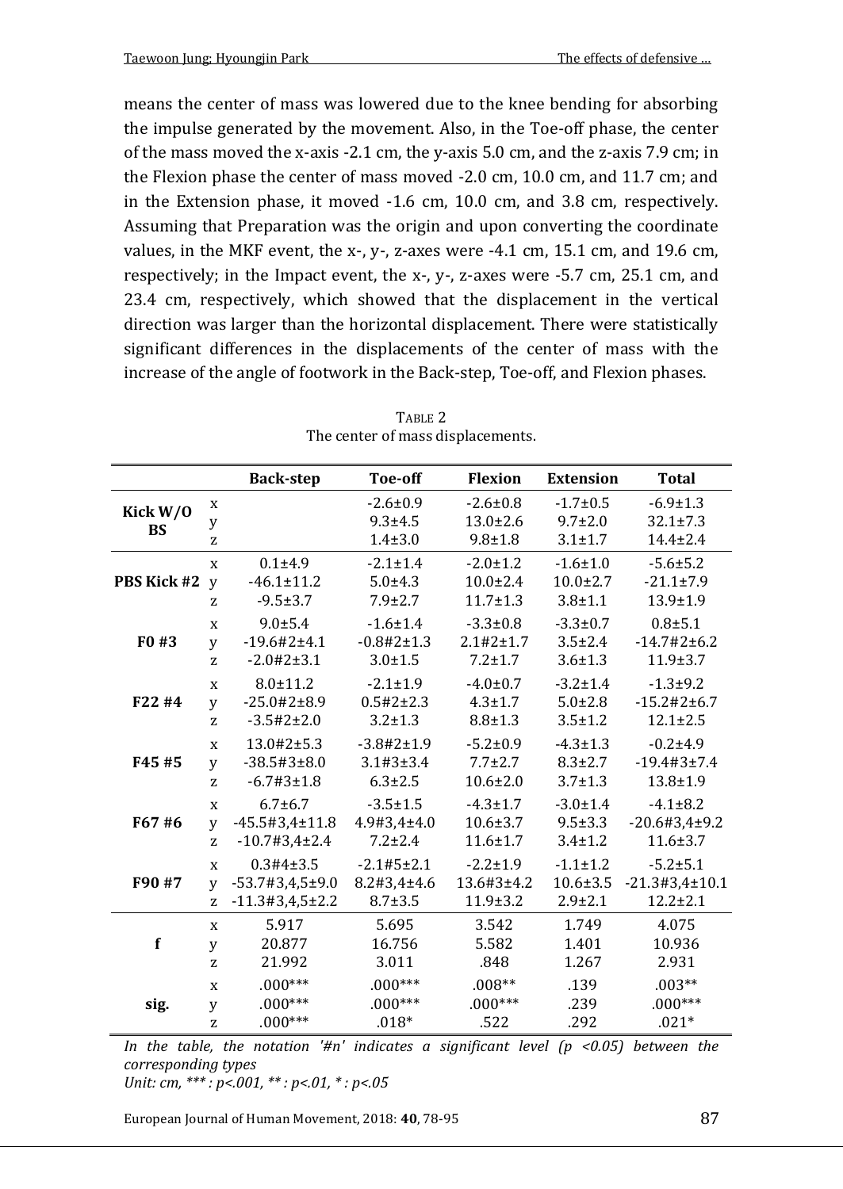means the center of mass was lowered due to the knee bending for absorbing the impulse generated by the movement. Also, in the Toe-off phase, the center of the mass moved the x-axis -2.1 cm, the y-axis 5.0 cm, and the z-axis 7.9 cm; in the Flexion phase the center of mass moved -2.0 cm, 10.0 cm, and 11.7 cm; and in the Extension phase, it moved -1.6 cm, 10.0 cm, and 3.8 cm, respectively. Assuming that Preparation was the origin and upon converting the coordinate values, in the MKF event, the x-, y-, z-axes were -4.1 cm, 15.1 cm, and 19.6 cm, respectively; in the Impact event, the x-, y-, z-axes were -5.7 cm, 25.1 cm, and 23.4 cm, respectively, which showed that the displacement in the vertical direction was larger than the horizontal displacement. There were statistically significant differences in the displacements of the center of mass with the increase of the angle of footwork in the Back-step, Toe-off, and Flexion phases.

TABLE 2
The center of mass displacements.

| | | Back-step | Toe-off | Flexion | Extension | Total |
|---|---|---|---|---|---|---|
| **Kick W/O BS** | x | | -2.6±0.9 | -2.6±0.8 | -1.7±0.5 | -6.9±1.3 |
| | y | | 9.3±4.5 | 13.0±2.6 | 9.7±2.0 | 32.1±7.3 |
| | z | | 1.4±3.0 | 9.8±1.8 | 3.1±1.7 | 14.4±2.4 |
| **PBS Kick #2** | x | 0.1±4.9 | -2.1±1.4 | -2.0±1.2 | -1.6±1.0 | -5.6±5.2 |
| | y | -46.1±11.2 | 5.0±4.3 | 10.0±2.4 | 10.0±2.7 | -21.1±7.9 |
| | z | -9.5±3.7 | 7.9±2.7 | 11.7±1.3 | 3.8±1.1 | 13.9±1.9 |
| **F0 #3** | x | 9.0±5.4 | -1.6±1.4 | -3.3±0.8 | -3.3±0.7 | 0.8±5.1 |
| | y | -19.6#2±4.1 | -0.8#2±1.3 | 2.1#2±1.7 | 3.5±2.4 | -14.7#2±6.2 |
| | z | -2.0#2±3.1 | 3.0±1.5 | 7.2±1.7 | 3.6±1.3 | 11.9±3.7 |
| **F22 #4** | x | 8.0±11.2 | -2.1±1.9 | -4.0±0.7 | -3.2±1.4 | -1.3±9.2 |
| | y | -25.0#2±8.9 | 0.5#2±2.3 | 4.3±1.7 | 5.0±2.8 | -15.2#2±6.7 |
| | z | -3.5#2±2.0 | 3.2±1.3 | 8.8±1.3 | 3.5±1.2 | 12.1±2.5 |
| **F45 #5** | x | 13.0#2±5.3 | -3.8#2±1.9 | -5.2±0.9 | -4.3±1.3 | -0.2±4.9 |
| | y | -38.5#3±8.0 | 3.1#3±3.4 | 7.7±2.7 | 8.3±2.7 | -19.4#3±7.4 |
| | z | -6.7#3±1.8 | 6.3±2.5 | 10.6±2.0 | 3.7±1.3 | 13.8±1.9 |
| **F67 #6** | x | 6.7±6.7 | -3.5±1.5 | -4.3±1.7 | -3.0±1.4 | -4.1±8.2 |
| | y | -45.5#3,4±11.8 | 4.9#3,4±4.0 | 10.6±3.7 | 9.5±3.3 | -20.6#3,4±9.2 |
| | z | -10.7#3,4±2.4 | 7.2±2.4 | 11.6±1.7 | 3.4±1.2 | 11.6±3.7 |
| **F90 #7** | x | 0.3#4±3.5 | -2.1#5±2.1 | -2.2±1.9 | -1.1±1.2 | -5.2±5.1 |
| | y | -53.7#3,4,5±9.0 | 8.2#3,4±4.6 | 13.6#3±4.2 | 10.6±3.5 | -21.3#3,4±10.1 |
| | z | -11.3#3,4,5±2.2 | 8.7±3.5 | 11.9±3.2 | 2.9±2.1 | 12.2±2.1 |
| **f** | x | 5.917 | 5.695 | 3.542 | 1.749 | 4.075 |
| | y | 20.877 | 16.756 | 5.582 | 1.401 | 10.936 |
| | z | 21.992 | 3.011 | .848 | 1.267 | 2.931 |
| **sig.** | x | .000*** | .000*** | .008** | .139 | .003** |
| | y | .000*** | .000*** | .000*** | .239 | .000*** |
| | z | .000*** | .018* | .522 | .292 | .021* |

*In the table, the notation '#n' indicates a significant level ($p < 0.05$) between the corresponding types*
*Unit: cm, *** : p<.001, ** : p<.01, * : p<.05*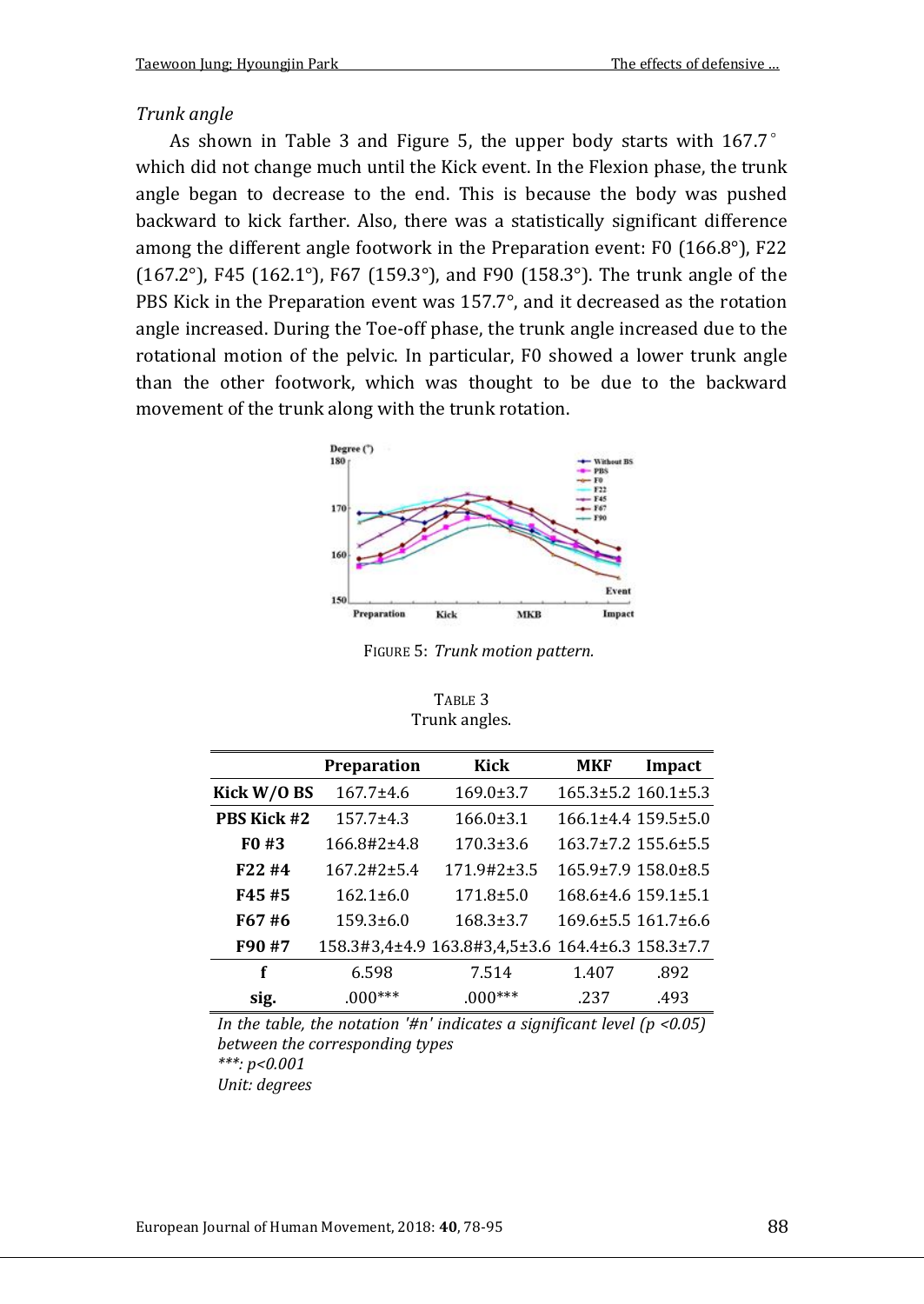*Trunk angle*

As shown in Table 3 and Figure 5, the upper body starts with 167.7° which did not change much until the Kick event. In the Flexion phase, the trunk angle began to decrease to the end. This is because the body was pushed backward to kick farther. Also, there was a statistically significant difference among the different angle footwork in the Preparation event: F0 (166.8°), F22 (167.2°), F45 (162.1°), F67 (159.3°), and F90 (158.3°). The trunk angle of the PBS Kick in the Preparation event was 157.7°, and it decreased as the rotation angle increased. During the Toe-off phase, the trunk angle increased due to the rotational motion of the pelvic. In particular, F0 showed a lower trunk angle than the other footwork, which was thought to be due to the backward movement of the trunk along with the trunk rotation.

FIGURE 5: *Trunk motion pattern.*

TABLE 3
Trunk angles.

| | Preparation | Kick | MKF | Impact |
|---|---|---|---|---|
| **Kick W/O BS** | 167.7±4.6 | 169.0±3.7 | 165.3±5.2 | 160.1±5.3 |
| **PBS Kick #2** | 157.7±4.3 | 166.0±3.1 | 166.1±4.4 | 159.5±5.0 |
| **F0 #3** | 166.8#2±4.8 | 170.3±3.6 | 163.7±7.2 | 155.6±5.5 |
| **F22 #4** | 167.2#2±5.4 | 171.9#2±3.5 | 165.9±7.9 | 158.0±8.5 |
| **F45 #5** | 162.1±6.0 | 171.8±5.0 | 168.6±4.6 | 159.1±5.1 |
| **F67 #6** | 159.3±6.0 | 168.3±3.7 | 169.6±5.5 | 161.7±6.6 |
| **F90 #7** | 158.3#3,4±4.9 | 163.8#3,4,5±3.6 | 164.4±6.3 | 158.3±7.7 |
| **f** | 6.598 | 7.514 | 1.407 | .892 |
| **sig.** | .000*** | .000*** | .237 | .493 |

*In the table, the notation '#n' indicates a significant level (p <0.05) between the corresponding types*
*\*\*\*: p<0.001*
*Unit: degrees*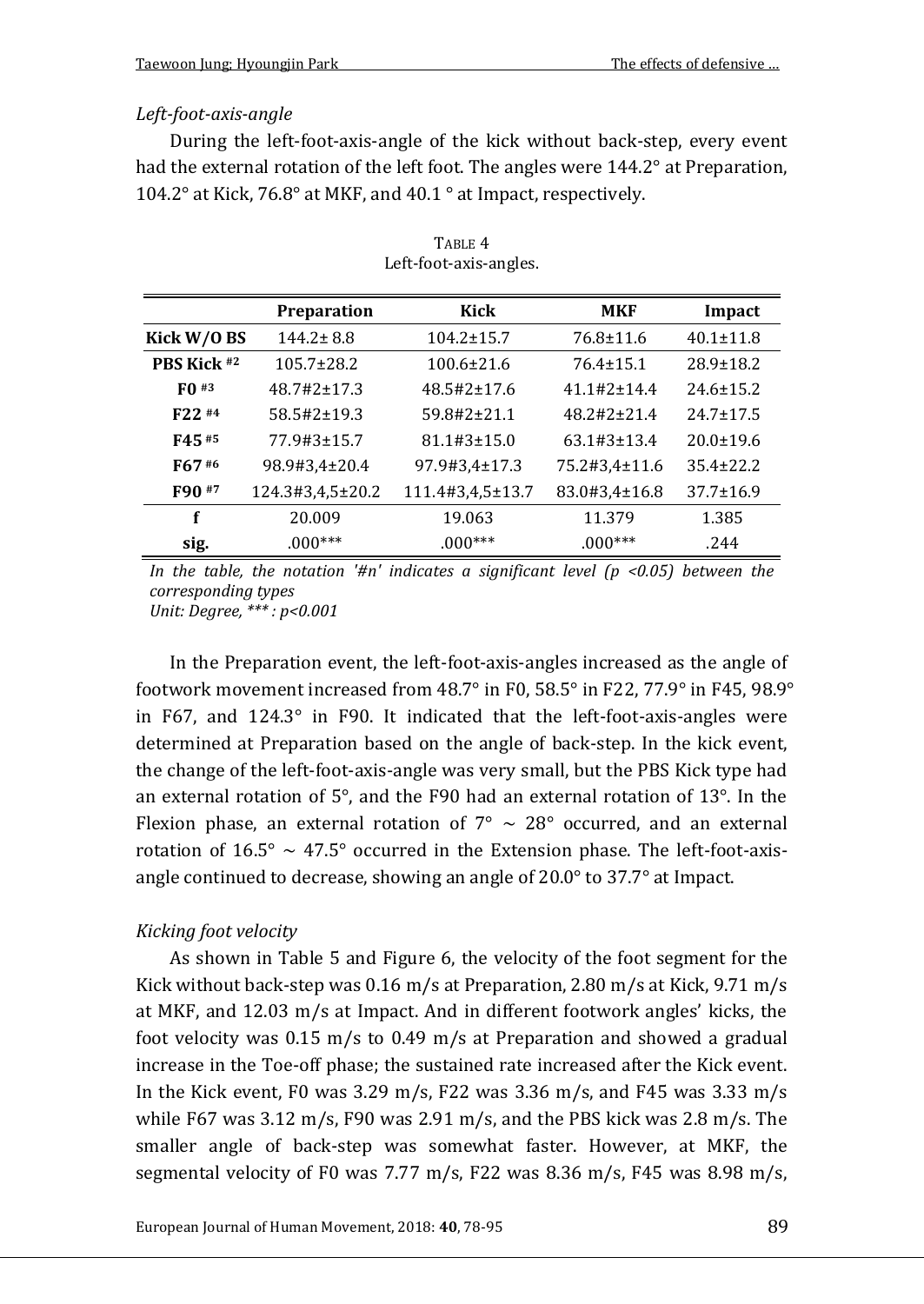*Left-foot-axis-angle*

During the left-foot-axis-angle of the kick without back-step, every event had the external rotation of the left foot. The angles were 144.2° at Preparation, 104.2° at Kick, 76.8° at MKF, and 40.1 ° at Impact, respectively.

TABLE 4
Left-foot-axis-angles.

| | Preparation | Kick | MKF | Impact |
|---|---|---|---|---|
| **Kick W/O BS** | 144.2± 8.8 | 104.2±15.7 | 76.8±11.6 | 40.1±11.8 |
| **PBS Kick #2** | 105.7±28.2 | 100.6±21.6 | 76.4±15.1 | 28.9±18.2 |
| **F0 #3** | 48.7#2±17.3 | 48.5#2±17.6 | 41.1#2±14.4 | 24.6±15.2 |
| **F22 #4** | 58.5#2±19.3 | 59.8#2±21.1 | 48.2#2±21.4 | 24.7±17.5 |
| **F45 #5** | 77.9#3±15.7 | 81.1#3±15.0 | 63.1#3±13.4 | 20.0±19.6 |
| **F67 #6** | 98.9#3,4±20.4 | 97.9#3,4±17.3 | 75.2#3,4±11.6 | 35.4±22.2 |
| **F90 #7** | 124.3#3,4,5±20.2 | 111.4#3,4,5±13.7 | 83.0#3,4±16.8 | 37.7±16.9 |
| **f** | 20.009 | 19.063 | 11.379 | 1.385 |
| **sig.** | .000*** | .000*** | .000*** | .244 |

*In the table, the notation '#n' indicates a significant level (p <0.05) between the corresponding types*
*Unit: Degree, *** : p<0.001*

In the Preparation event, the left-foot-axis-angles increased as the angle of footwork movement increased from 48.7° in F0, 58.5° in F22, 77.9° in F45, 98.9° in F67, and 124.3° in F90. It indicated that the left-foot-axis-angles were determined at Preparation based on the angle of back-step. In the kick event, the change of the left-foot-axis-angle was very small, but the PBS Kick type had an external rotation of 5°, and the F90 had an external rotation of 13°. In the Flexion phase, an external rotation of 7° ~ 28° occurred, and an external rotation of 16.5° ~ 47.5° occurred in the Extension phase. The left-foot-axis-angle continued to decrease, showing an angle of 20.0° to 37.7° at Impact.

*Kicking foot velocity*

As shown in Table 5 and Figure 6, the velocity of the foot segment for the Kick without back-step was 0.16 m/s at Preparation, 2.80 m/s at Kick, 9.71 m/s at MKF, and 12.03 m/s at Impact. And in different footwork angles' kicks, the foot velocity was 0.15 m/s to 0.49 m/s at Preparation and showed a gradual increase in the Toe-off phase; the sustained rate increased after the Kick event. In the Kick event, F0 was 3.29 m/s, F22 was 3.36 m/s, and F45 was 3.33 m/s while F67 was 3.12 m/s, F90 was 2.91 m/s, and the PBS kick was 2.8 m/s. The smaller angle of back-step was somewhat faster. However, at MKF, the segmental velocity of F0 was 7.77 m/s, F22 was 8.36 m/s, F45 was 8.98 m/s,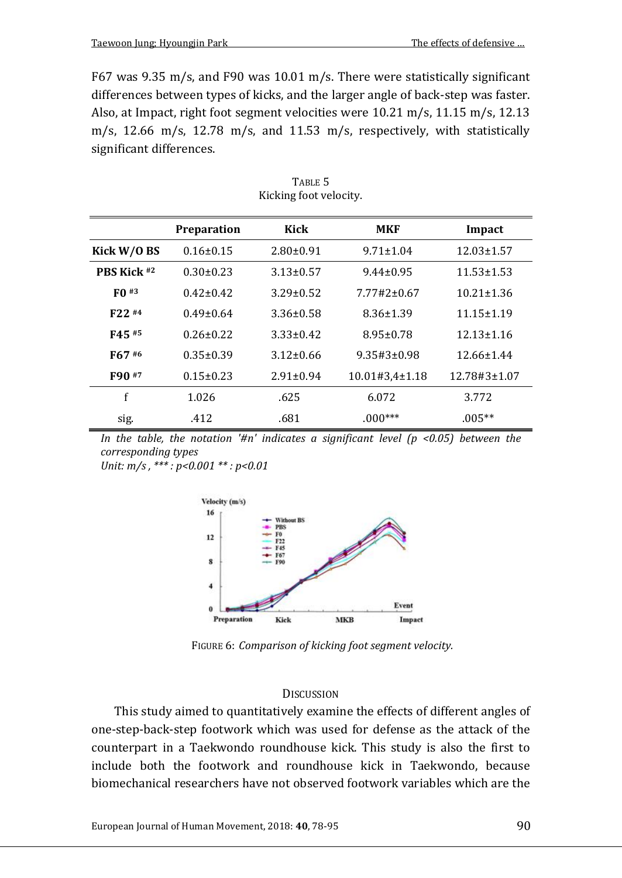F67 was 9.35 m/s, and F90 was 10.01 m/s. There were statistically significant differences between types of kicks, and the larger angle of back-step was faster. Also, at Impact, right foot segment velocities were 10.21 m/s, 11.15 m/s, 12.13 m/s, 12.66 m/s, 12.78 m/s, and 11.53 m/s, respectively, with statistically significant differences.

TABLE 5
Kicking foot velocity.

| | Preparation | Kick | MKF | Impact |
|---|---|---|---|---|
| **Kick W/O BS** | 0.16±0.15 | 2.80±0.91 | 9.71±1.04 | 12.03±1.57 |
| **PBS Kick #2** | 0.30±0.23 | 3.13±0.57 | 9.44±0.95 | 11.53±1.53 |
| **F0 #3** | 0.42±0.42 | 3.29±0.52 | 7.77#2±0.67 | 10.21±1.36 |
| **F22 #4** | 0.49±0.64 | 3.36±0.58 | 8.36±1.39 | 11.15±1.19 |
| **F45 #5** | 0.26±0.22 | 3.33±0.42 | 8.95±0.78 | 12.13±1.16 |
| **F67 #6** | 0.35±0.39 | 3.12±0.66 | 9.35#3±0.98 | 12.66±1.44 |
| **F90 #7** | 0.15±0.23 | 2.91±0.94 | 10.01#3,4±1.18 | 12.78#3±1.07 |
| f | 1.026 | .625 | 6.072 | 3.772 |
| sig. | .412 | .681 | .000*** | .005** |

*In the table, the notation '#n' indicates a significant level (p <0.05) between the corresponding types*
*Unit: m/s , *** : p<0.001 ** : p<0.01*

FIGURE 6: *Comparison of kicking foot segment velocity.*

## DISCUSSION

This study aimed to quantitatively examine the effects of different angles of one-step-back-step footwork which was used for defense as the attack of the counterpart in a Taekwondo roundhouse kick. This study is also the first to include both the footwork and roundhouse kick in Taekwondo, because biomechanical researchers have not observed footwork variables which are the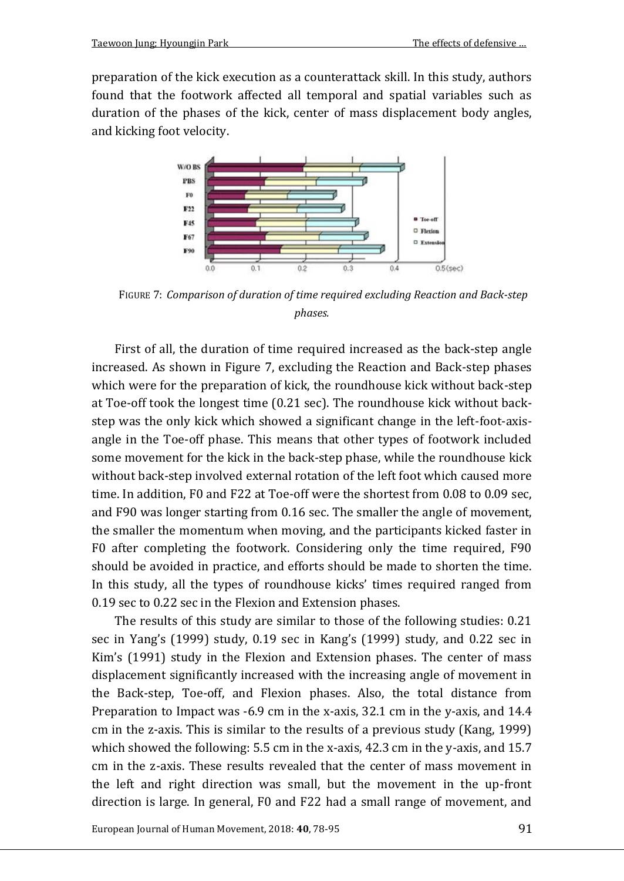preparation of the kick execution as a counterattack skill. In this study, authors found that the footwork affected all temporal and spatial variables such as duration of the phases of the kick, center of mass displacement body angles, and kicking foot velocity.

FIGURE 7: *Comparison of duration of time required excluding Reaction and Back-step phases.*

First of all, the duration of time required increased as the back-step angle increased. As shown in Figure 7, excluding the Reaction and Back-step phases which were for the preparation of kick, the roundhouse kick without back-step at Toe-off took the longest time (0.21 sec). The roundhouse kick without back-step was the only kick which showed a significant change in the left-foot-axis-angle in the Toe-off phase. This means that other types of footwork included some movement for the kick in the back-step phase, while the roundhouse kick without back-step involved external rotation of the left foot which caused more time. In addition, F0 and F22 at Toe-off were the shortest from 0.08 to 0.09 sec, and F90 was longer starting from 0.16 sec. The smaller the angle of movement, the smaller the momentum when moving, and the participants kicked faster in F0 after completing the footwork. Considering only the time required, F90 should be avoided in practice, and efforts should be made to shorten the time. In this study, all the types of roundhouse kicks' times required ranged from 0.19 sec to 0.22 sec in the Flexion and Extension phases.

The results of this study are similar to those of the following studies: 0.21 sec in Yang's (1999) study, 0.19 sec in Kang's (1999) study, and 0.22 sec in Kim's (1991) study in the Flexion and Extension phases. The center of mass displacement significantly increased with the increasing angle of movement in the Back-step, Toe-off, and Flexion phases. Also, the total distance from Preparation to Impact was -6.9 cm in the x-axis, 32.1 cm in the y-axis, and 14.4 cm in the z-axis. This is similar to the results of a previous study (Kang, 1999) which showed the following: 5.5 cm in the x-axis, 42.3 cm in the y-axis, and 15.7 cm in the z-axis. These results revealed that the center of mass movement in the left and right direction was small, but the movement in the up-front direction is large. In general, F0 and F22 had a small range of movement, and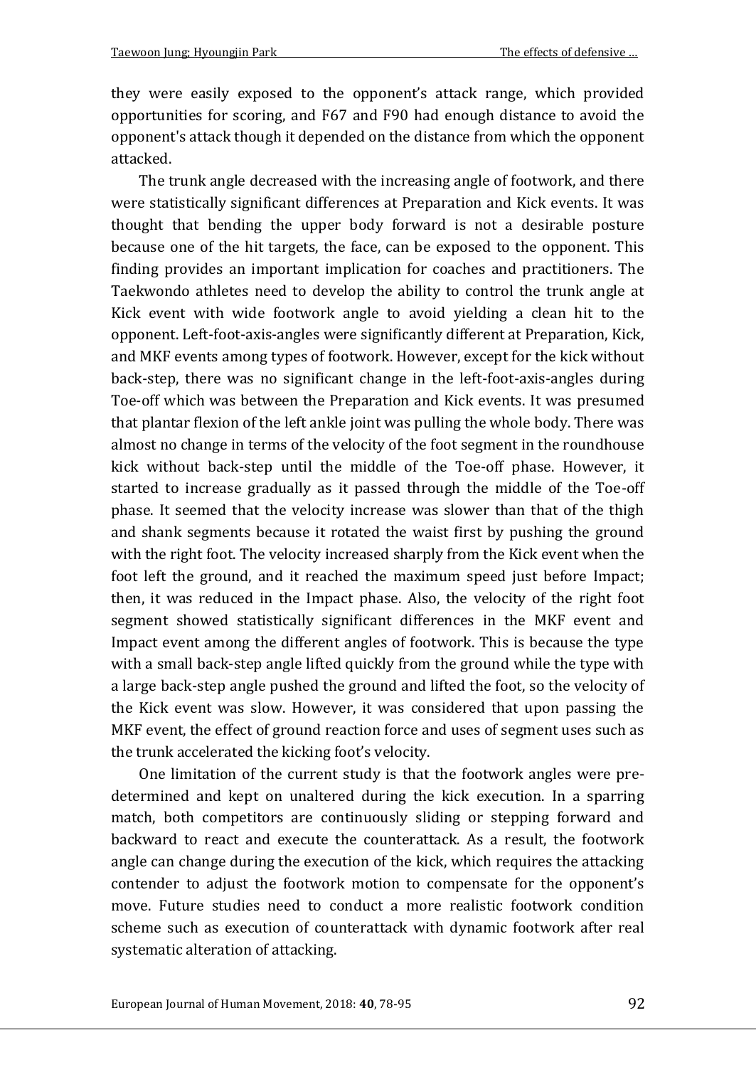they were easily exposed to the opponent's attack range, which provided opportunities for scoring, and F67 and F90 had enough distance to avoid the opponent's attack though it depended on the distance from which the opponent attacked.

The trunk angle decreased with the increasing angle of footwork, and there were statistically significant differences at Preparation and Kick events. It was thought that bending the upper body forward is not a desirable posture because one of the hit targets, the face, can be exposed to the opponent. This finding provides an important implication for coaches and practitioners. The Taekwondo athletes need to develop the ability to control the trunk angle at Kick event with wide footwork angle to avoid yielding a clean hit to the opponent. Left-foot-axis-angles were significantly different at Preparation, Kick, and MKF events among types of footwork. However, except for the kick without back-step, there was no significant change in the left-foot-axis-angles during Toe-off which was between the Preparation and Kick events. It was presumed that plantar flexion of the left ankle joint was pulling the whole body. There was almost no change in terms of the velocity of the foot segment in the roundhouse kick without back-step until the middle of the Toe-off phase. However, it started to increase gradually as it passed through the middle of the Toe-off phase. It seemed that the velocity increase was slower than that of the thigh and shank segments because it rotated the waist first by pushing the ground with the right foot. The velocity increased sharply from the Kick event when the foot left the ground, and it reached the maximum speed just before Impact; then, it was reduced in the Impact phase. Also, the velocity of the right foot segment showed statistically significant differences in the MKF event and Impact event among the different angles of footwork. This is because the type with a small back-step angle lifted quickly from the ground while the type with a large back-step angle pushed the ground and lifted the foot, so the velocity of the Kick event was slow. However, it was considered that upon passing the MKF event, the effect of ground reaction force and uses of segment uses such as the trunk accelerated the kicking foot's velocity.

One limitation of the current study is that the footwork angles were pre-determined and kept on unaltered during the kick execution. In a sparring match, both competitors are continuously sliding or stepping forward and backward to react and execute the counterattack. As a result, the footwork angle can change during the execution of the kick, which requires the attacking contender to adjust the footwork motion to compensate for the opponent's move. Future studies need to conduct a more realistic footwork condition scheme such as execution of counterattack with dynamic footwork after real systematic alteration of attacking.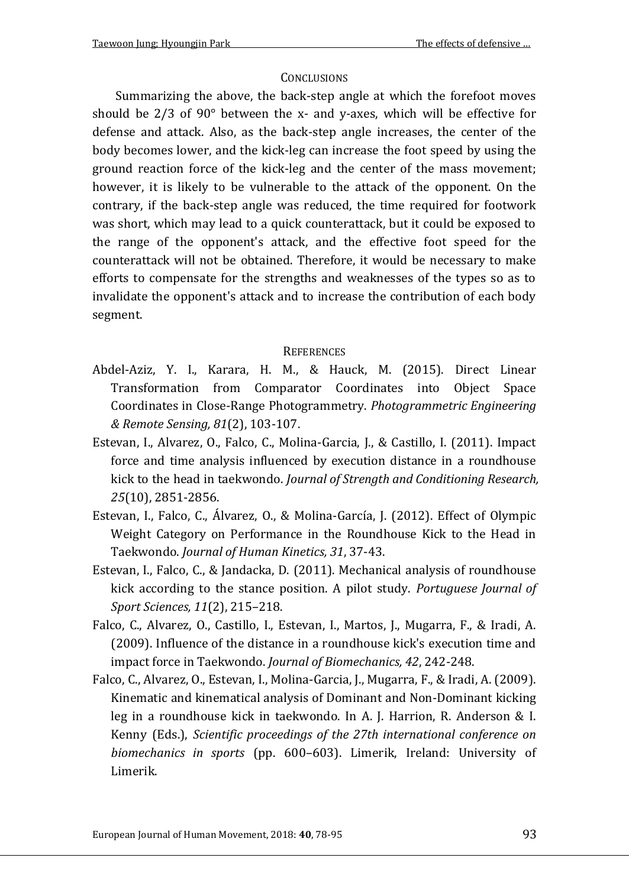## CONCLUSIONS

Summarizing the above, the back-step angle at which the forefoot moves should be 2/3 of 90° between the x- and y-axes, which will be effective for defense and attack. Also, as the back-step angle increases, the center of the body becomes lower, and the kick-leg can increase the foot speed by using the ground reaction force of the kick-leg and the center of the mass movement; however, it is likely to be vulnerable to the attack of the opponent. On the contrary, if the back-step angle was reduced, the time required for footwork was short, which may lead to a quick counterattack, but it could be exposed to the range of the opponent's attack, and the effective foot speed for the counterattack will not be obtained. Therefore, it would be necessary to make efforts to compensate for the strengths and weaknesses of the types so as to invalidate the opponent's attack and to increase the contribution of each body segment.

## REFERENCES

Abdel-Aziz, Y. I., Karara, H. M., & Hauck, M. (2015). Direct Linear Transformation from Comparator Coordinates into Object Space Coordinates in Close-Range Photogrammetry. *Photogrammetric Engineering & Remote Sensing, 81*(2), 103-107.

Estevan, I., Alvarez, O., Falco, C., Molina-Garcia, J., & Castillo, I. (2011). Impact force and time analysis influenced by execution distance in a roundhouse kick to the head in taekwondo. *Journal of Strength and Conditioning Research, 25*(10), 2851-2856.

Estevan, I., Falco, C., Álvarez, O., & Molina-García, J. (2012). Effect of Olympic Weight Category on Performance in the Roundhouse Kick to the Head in Taekwondo. *Journal of Human Kinetics, 31*, 37-43.

Estevan, I., Falco, C., & Jandacka, D. (2011). Mechanical analysis of roundhouse kick according to the stance position. A pilot study. *Portuguese Journal of Sport Sciences, 11*(2), 215–218.

Falco, C., Alvarez, O., Castillo, I., Estevan, I., Martos, J., Mugarra, F., & Iradi, A. (2009). Influence of the distance in a roundhouse kick's execution time and impact force in Taekwondo. *Journal of Biomechanics, 42*, 242-248.

Falco, C., Alvarez, O., Estevan, I., Molina-Garcia, J., Mugarra, F., & Iradi, A. (2009). Kinematic and kinematical analysis of Dominant and Non-Dominant kicking leg in a roundhouse kick in taekwondo. In A. J. Harrion, R. Anderson & I. Kenny (Eds.), *Scientific proceedings of the 27th international conference on biomechanics in sports* (pp. 600–603). Limerik, Ireland: University of Limerik.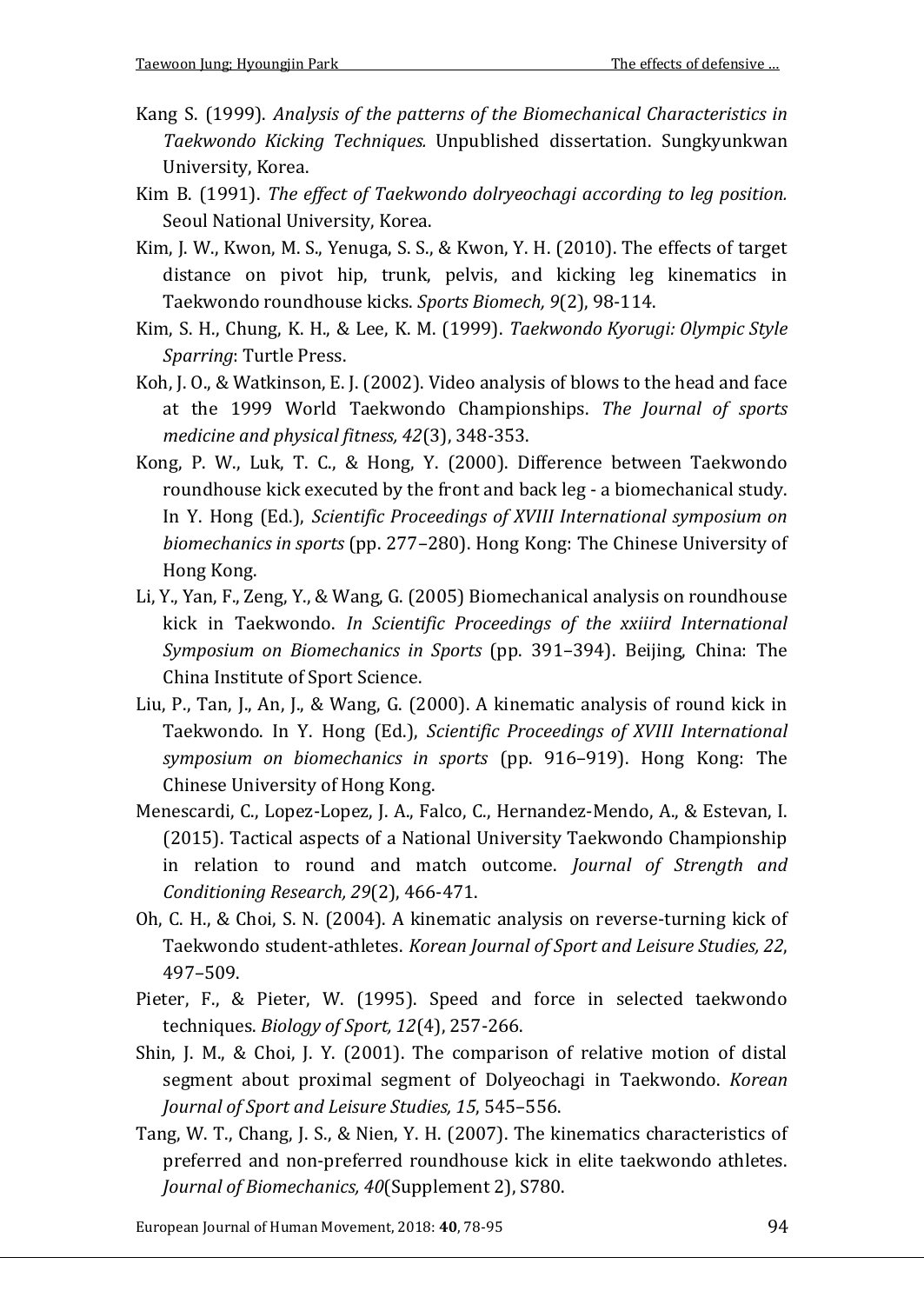Kang S. (1999). *Analysis of the patterns of the Biomechanical Characteristics in Taekwondo Kicking Techniques.* Unpublished dissertation. Sungkyunkwan University, Korea.

Kim B. (1991). *The effect of Taekwondo dolryeochagi according to leg position.* Seoul National University, Korea.

Kim, J. W., Kwon, M. S., Yenuga, S. S., & Kwon, Y. H. (2010). The effects of target distance on pivot hip, trunk, pelvis, and kicking leg kinematics in Taekwondo roundhouse kicks. *Sports Biomech, 9*(2), 98-114.

Kim, S. H., Chung, K. H., & Lee, K. M. (1999). *Taekwondo Kyorugi: Olympic Style Sparring*: Turtle Press.

Koh, J. O., & Watkinson, E. J. (2002). Video analysis of blows to the head and face at the 1999 World Taekwondo Championships. *The Journal of sports medicine and physical fitness, 42*(3), 348-353.

Kong, P. W., Luk, T. C., & Hong, Y. (2000). Difference between Taekwondo roundhouse kick executed by the front and back leg - a biomechanical study. In Y. Hong (Ed.), *Scientific Proceedings of XVIII International symposium on biomechanics in sports* (pp. 277–280). Hong Kong: The Chinese University of Hong Kong.

Li, Y., Yan, F., Zeng, Y., & Wang, G. (2005) Biomechanical analysis on roundhouse kick in Taekwondo. *In Scientific Proceedings of the xxiiird International Symposium on Biomechanics in Sports* (pp. 391–394). Beijing, China: The China Institute of Sport Science.

Liu, P., Tan, J., An, J., & Wang, G. (2000). A kinematic analysis of round kick in Taekwondo. In Y. Hong (Ed.), *Scientific Proceedings of XVIII International symposium on biomechanics in sports* (pp. 916–919). Hong Kong: The Chinese University of Hong Kong.

Menescardi, C., Lopez-Lopez, J. A., Falco, C., Hernandez-Mendo, A., & Estevan, I. (2015). Tactical aspects of a National University Taekwondo Championship in relation to round and match outcome. *Journal of Strength and Conditioning Research, 29*(2), 466-471.

Oh, C. H., & Choi, S. N. (2004). A kinematic analysis on reverse-turning kick of Taekwondo student-athletes. *Korean Journal of Sport and Leisure Studies, 22*, 497–509.

Pieter, F., & Pieter, W. (1995). Speed and force in selected taekwondo techniques. *Biology of Sport, 12*(4), 257-266.

Shin, J. M., & Choi, J. Y. (2001). The comparison of relative motion of distal segment about proximal segment of Dolyeochagi in Taekwondo. *Korean Journal of Sport and Leisure Studies, 15*, 545–556.

Tang, W. T., Chang, J. S., & Nien, Y. H. (2007). The kinematics characteristics of preferred and non-preferred roundhouse kick in elite taekwondo athletes. *Journal of Biomechanics, 40*(Supplement 2), S780.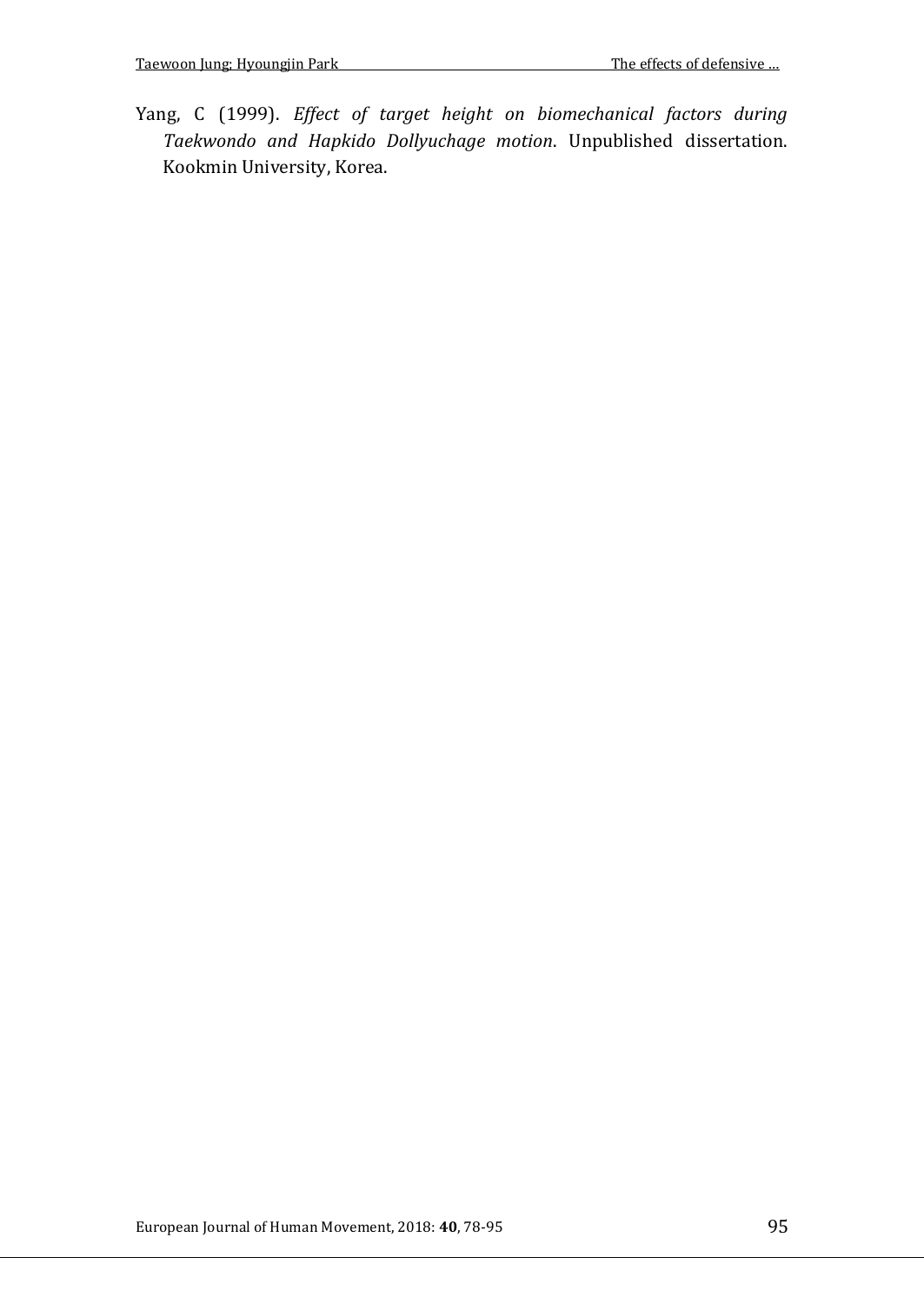Yang, C (1999). *Effect of target height on biomechanical factors during Taekwondo and Hapkido Dollyuchage motion*. Unpublished dissertation. Kookmin University, Korea.